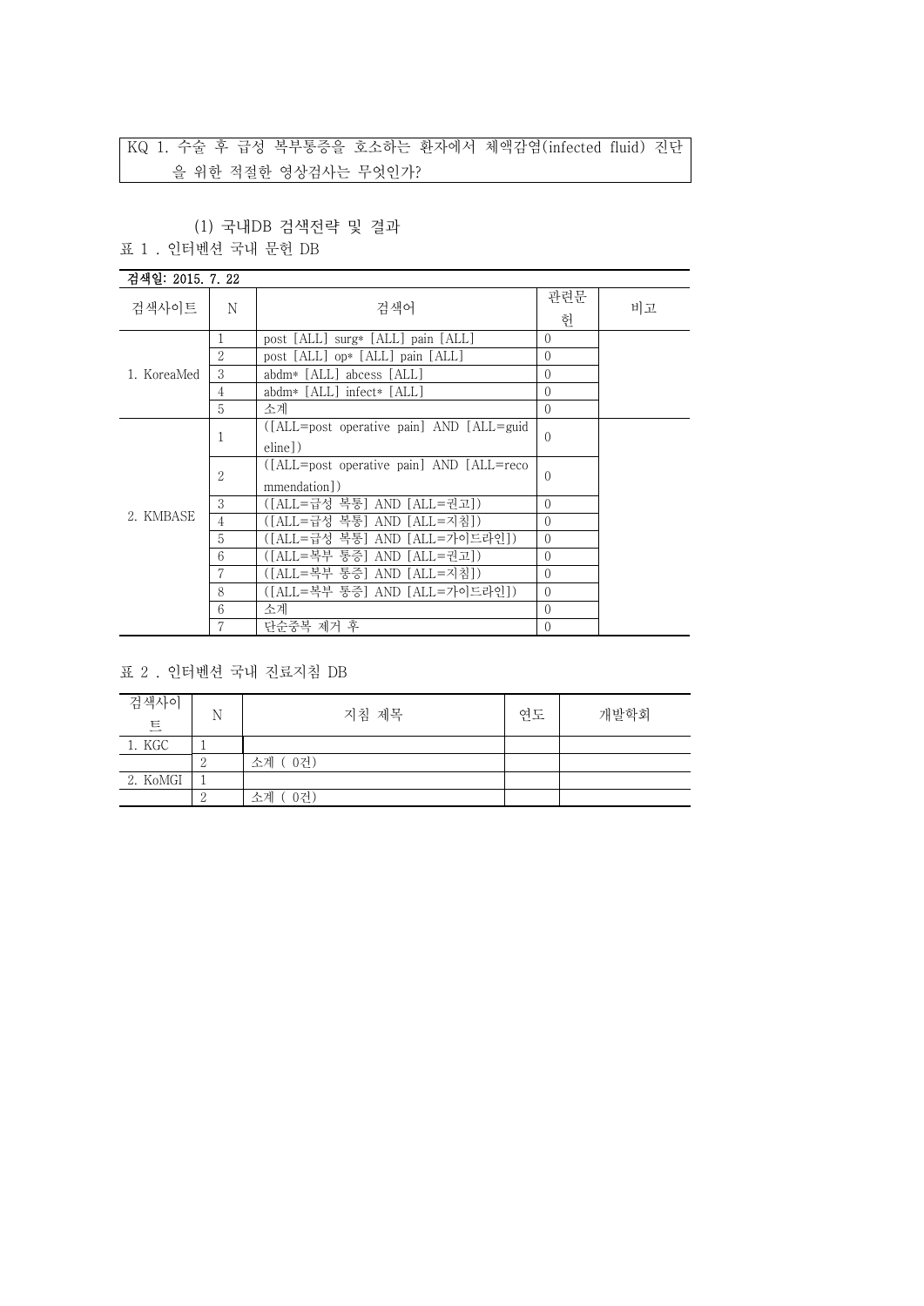KQ 1. 수술 후 급성 복부통증을 호소하는 환자에서 체액감염(infected fluid) 진단을 위한 적절한 영상검사는 무엇인가?

(1) 국내DB 검색전략 및 결과

표 1 . 인터벤션 국내 문헌 DB

검색일: 2015. 7. 22

| 검색사이트 | N | 검색어 | 관련문헌 | 비고 |
|---|---|---|---|---|
| 1. KoreaMed | 1 | post [ALL] surg* [ALL] pain [ALL] | 0 | |
| | 2 | post [ALL] op* [ALL] pain [ALL] | 0 | |
| | 3 | abdm* [ALL] abcess [ALL] | 0 | |
| | 4 | abdm* [ALL] infect* [ALL] | 0 | |
| | 5 | 소계 | 0 | |
| 2. KMBASE | 1 | ([ALL=post operative pain] AND [ALL=guideline]) | 0 | |
| | 2 | ([ALL=post operative pain] AND [ALL=recommendation]) | 0 | |
| | 3 | ([ALL=급성 복통] AND [ALL=권고]) | 0 | |
| | 4 | ([ALL=급성 복통] AND [ALL=지침]) | 0 | |
| | 5 | ([ALL=급성 복통] AND [ALL=가이드라인]) | 0 | |
| | 6 | ([ALL=복부 통증] AND [ALL=권고]) | 0 | |
| | 7 | ([ALL=복부 통증] AND [ALL=지침]) | 0 | |
| | 8 | ([ALL=복부 통증] AND [ALL=가이드라인]) | 0 | |
| | 6 | 소계 | 0 | |
| | 7 | 단순중복 제거 후 | 0 | |

표 2 . 인터벤션 국내 진료지침 DB

| 검색사이트 | N | 지침 제목 | 연도 | 개발학회 |
|---|---|---|---|---|
| 1. KGC | 1 | | | |
| | 2 | 소계 ( 0건) | | |
| 2. KoMGI | 1 | | | |
| | 2 | 소계 ( 0건) | | |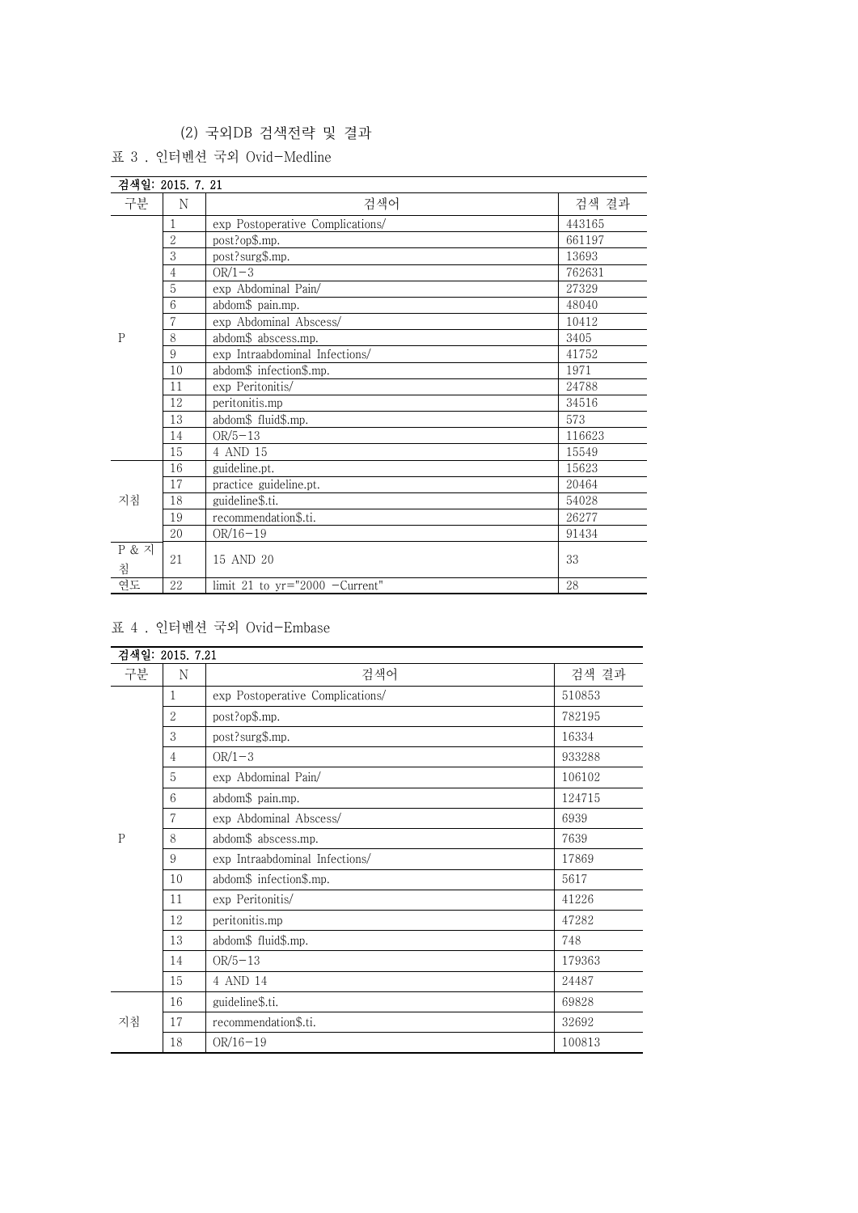(2) 국외DB 검색전략 및 결과

표 3 . 인터벤션 국외 Ovid-Medline

| 검색일: 2015. 7. 21 | | | |
|---|---|---|---|
| 구분 | N | 검색어 | 검색 결과 |
| P | 1 | exp Postoperative Complications/ | 443165 |
| | 2 | post?op$.mp. | 661197 |
| | 3 | post?surg$.mp. | 13693 |
| | 4 | OR/1-3 | 762631 |
| | 5 | exp Abdominal Pain/ | 27329 |
| | 6 | abdom$ pain.mp. | 48040 |
| | 7 | exp Abdominal Abscess/ | 10412 |
| | 8 | abdom$ abscess.mp. | 3405 |
| | 9 | exp Intraabdominal Infections/ | 41752 |
| | 10 | abdom$ infection$.mp. | 1971 |
| | 11 | exp Peritonitis/ | 24788 |
| | 12 | peritonitis.mp | 34516 |
| | 13 | abdom$ fluid$.mp. | 573 |
| | 14 | OR/5-13 | 116623 |
| | 15 | 4 AND 15 | 15549 |
| 지침 | 16 | guideline.pt. | 15623 |
| | 17 | practice guideline.pt. | 20464 |
| | 18 | guideline$.ti. | 54028 |
| | 19 | recommendation$.ti. | 26277 |
| | 20 | OR/16-19 | 91434 |
| P & 지침 | 21 | 15 AND 20 | 33 |
| 연도 | 22 | limit 21 to yr="2000 -Current" | 28 |

표 4 . 인터벤션 국외 Ovid-Embase

| 검색일: 2015. 7.21 | | | |
|---|---|---|---|
| 구분 | N | 검색어 | 검색 결과 |
| P | 1 | exp Postoperative Complications/ | 510853 |
| | 2 | post?op$.mp. | 782195 |
| | 3 | post?surg$.mp. | 16334 |
| | 4 | OR/1-3 | 933288 |
| | 5 | exp Abdominal Pain/ | 106102 |
| | 6 | abdom$ pain.mp. | 124715 |
| | 7 | exp Abdominal Abscess/ | 6939 |
| | 8 | abdom$ abscess.mp. | 7639 |
| | 9 | exp Intraabdominal Infections/ | 17869 |
| | 10 | abdom$ infection$.mp. | 5617 |
| | 11 | exp Peritonitis/ | 41226 |
| | 12 | peritonitis.mp | 47282 |
| | 13 | abdom$ fluid$.mp. | 748 |
| | 14 | OR/5-13 | 179363 |
| | 15 | 4 AND 14 | 24487 |
| 지침 | 16 | guideline$.ti. | 69828 |
| | 17 | recommendation$.ti. | 32692 |
| | 18 | OR/16-19 | 100813 |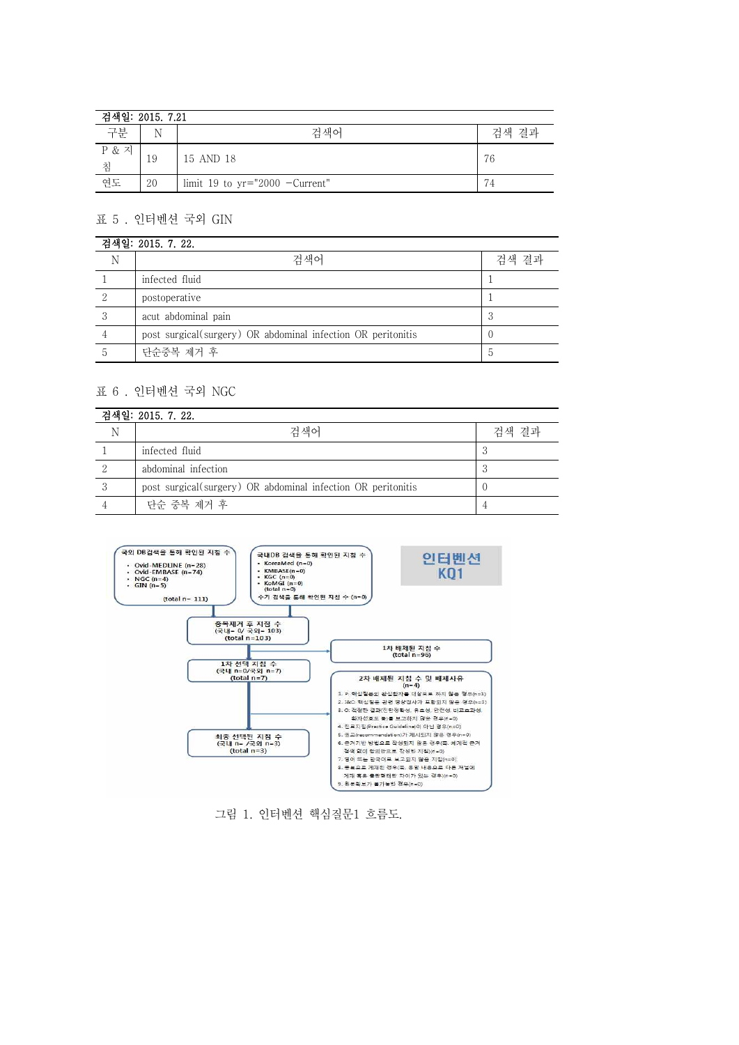| 검색일: 2015. 7.21 | | | |
|---|---|---|---|
| 구분 | N | 검색어 | 검색 결과 |
| P & 지침 | 19 | 15 AND 18 | 76 |
| 연도 | 20 | limit 19 to yr="2000 -Current" | 74 |

표 5 . 인터벤션 국외 GIN

| 검색일: 2015. 7. 22. | | |
|---|---|---|
| N | 검색어 | 검색 결과 |
| 1 | infected fluid | 1 |
| 2 | postoperative | 1 |
| 3 | acut abdominal pain | 3 |
| 4 | post surgical(surgery) OR abdominal infection OR peritonitis | 0 |
| 5 | 단순중복 제거 후 | 5 |

표 6 . 인터벤션 국외 NGC

| 검색일: 2015. 7. 22. | | |
|---|---|---|
| N | 검색어 | 검색 결과 |
| 1 | infected fluid | 3 |
| 2 | abdominal infection | 3 |
| 3 | post surgical(surgery) OR abdominal infection OR peritonitis | 0 |
| 4 | 단순 중복 제거 후 | 4 |

국외 DB검색을 통해 확인된 지침 수
- Ovid-MEDLINE (n=28)
- Ovid-EMBASE (n=74)
- NGC (n=4)
- GIN (n=5)

(total n= 111)

국내DB 검색을 통해 확인된 지침 수
- KoreaMed (n=0)
- KMBASE(n=0)
- KGC (n=0)
- KoMGI (n=0)

(total n=0)

수기 검색을 통해 확인된 지침 수 (n=0)

인터벤션 KQ1

중복제거 후 지침 수 (국내= 0/ 국외= 103) (total n=103)

1차 배제된 지침 수 (total n=96)

1차 선택 지침 수 (국내 n=0/국외 n=7) (total n=7)

2차 배제된 지침 수 및 배제사유 (n=4)

1. P: 핵심질문의 관심환자를 대상으로 하지 않은 경우(n=1)
2. I&C: 핵심질문 관련 영상검사가 포함되지 않은 경우(n=3)
3. O: 적절한 결과(진단정확성, 유효성, 안전성, 비교효과성, 환자선호도 등)를 보고하지 않은 경우(n=0)
4. 진료지침(Practice Guideline)이 아닌 경우(n=0)
5. 권고(recommendation)가 제시되지 않은 경우(n=0)
6. 근거기반 방법으로 작성되지 않은 경우(예, 체계적 근거 검색 없이 합의만으로 작성된 지침)(n=0)
7. 영어 또는 한국어로 보고되지 않은 지침(n=0)
8. 중복으로 게재된 경우(예, 동일 내용으로 다른 저널에 게재 혹은 출판형태만 차이가 있는 경우)(n=0)
9. 원문확보가 불가능한 경우(n=0)

최종 선택된 지침 수 (국내 n= /국외 n=3) (total n=3)

그림 1. 인터벤션 핵심질문1 흐름도.